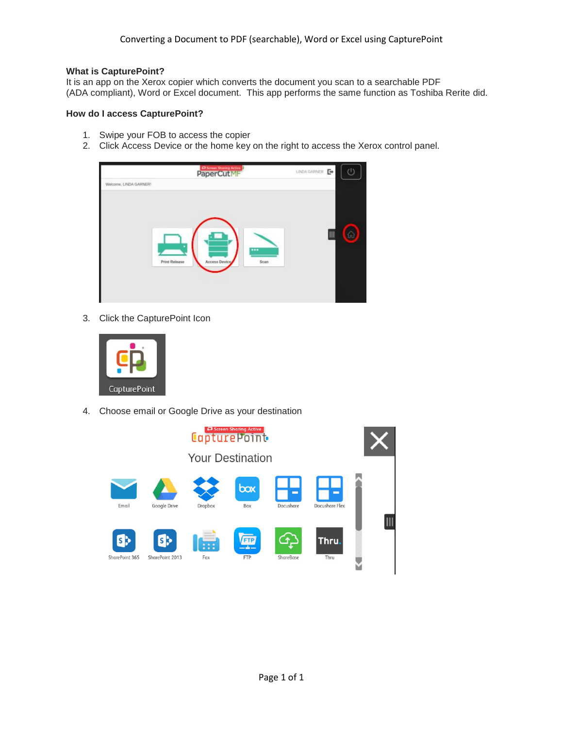Converting a Document to PDF (searchable), Word or Excel using CapturePoint

**What is CapturePoint?**
It is an app on the Xerox copier which converts the document you scan to a searchable PDF (ADA compliant), Word or Excel document. This app performs the same function as Toshiba Rerite did.

**How do I access CapturePoint?**

1. Swipe your FOB to access the copier
2. Click Access Device or the home key on the right to access the Xerox control panel.
3. Click the CapturePoint Icon
4. Choose email or Google Drive as your destination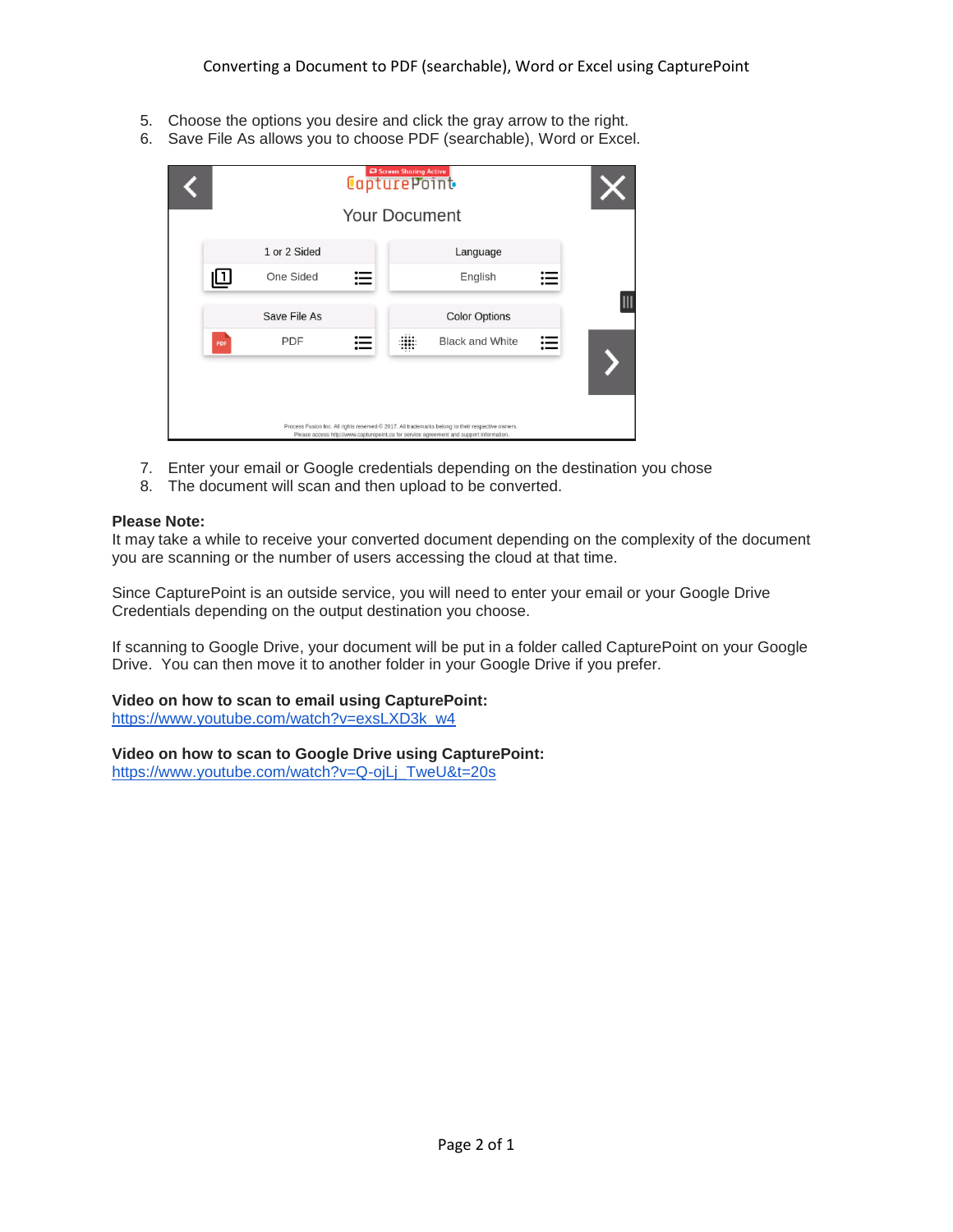5. Choose the options you desire and click the gray arrow to the right.
6. Save File As allows you to choose PDF (searchable), Word or Excel.

7. Enter your email or Google credentials depending on the destination you chose
8. The document will scan and then upload to be converted.

**Please Note:**
It may take a while to receive your converted document depending on the complexity of the document you are scanning or the number of users accessing the cloud at that time.

Since CapturePoint is an outside service, you will need to enter your email or your Google Drive Credentials depending on the output destination you choose.

If scanning to Google Drive, your document will be put in a folder called CapturePoint on your Google Drive. You can then move it to another folder in your Google Drive if you prefer.

**Video on how to scan to email using CapturePoint:**
https://www.youtube.com/watch?v=exsLXD3k_w4

**Video on how to scan to Google Drive using CapturePoint:**
https://www.youtube.com/watch?v=Q-ojLj_TweU&t=20s